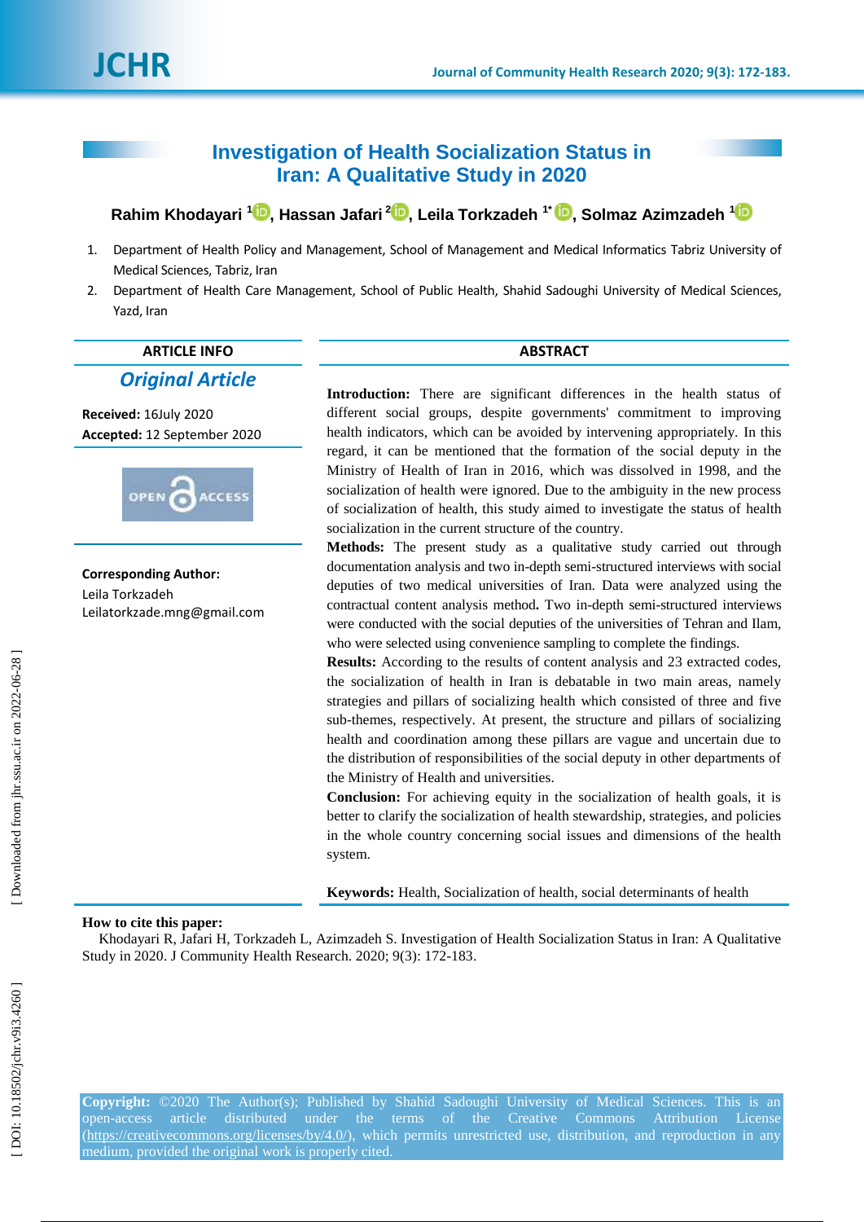# Investigation of Health Socialization Status in Iran: A Qualitative Study in 2020

**Rahim Khodayari [1], Hassan Jafari [2], Leila Torkzadeh [1*], Solmaz Azimzadeh [1]**

1. Department of Health Policy and Management, School of Management and Medical Informatics Tabriz University of Medical Sciences, Tabriz, Iran
2. Department of Health Care Management, School of Public Health, Shahid Sadoughi University of Medical Sciences, Yazd, Iran

## ARTICLE INFO

***Original Article***

**Received:** 16July 2020
**Accepted:** 12 September 2020

OPEN ACCESS

**Corresponding Author:**
Leila Torkzadeh
Leilatorkzade.mng@gmail.com

## ABSTRACT

**Introduction:** There are significant differences in the health status of different social groups, despite governments' commitment to improving health indicators, which can be avoided by intervening appropriately. In this regard, it can be mentioned that the formation of the social deputy in the Ministry of Health of Iran in 2016, which was dissolved in 1998, and the socialization of health were ignored. Due to the ambiguity in the new process of socialization of health, this study aimed to investigate the status of health socialization in the current structure of the country.

**Methods:** The present study as a qualitative study carried out through documentation analysis and two in-depth semi-structured interviews with social deputies of two medical universities of Iran. Data were analyzed using the contractual content analysis method**.** Two in-depth semi-structured interviews were conducted with the social deputies of the universities of Tehran and Ilam, who were selected using convenience sampling to complete the findings.

**Results:** According to the results of content analysis and 23 extracted codes, the socialization of health in Iran is debatable in two main areas, namely strategies and pillars of socializing health which consisted of three and five sub-themes, respectively. At present, the structure and pillars of socializing health and coordination among these pillars are vague and uncertain due to the distribution of responsibilities of the social deputy in other departments of the Ministry of Health and universities.

**Conclusion:** For achieving equity in the socialization of health goals, it is better to clarify the socialization of health stewardship, strategies, and policies in the whole country concerning social issues and dimensions of the health system.

**Keywords:** Health, Socialization of health, social determinants of health

**How to cite this paper:**
Khodayari R, Jafari H, Torkzadeh L, Azimzadeh S. Investigation of Health Socialization Status in Iran: A Qualitative Study in 2020. J Community Health Research. 2020; 9(3): 172-183.

**Copyright:** ©2020 The Author(s); Published by Shahid Sadoughi University of Medical Sciences. This is an open-access article distributed under the terms of the Creative Commons Attribution License (https://creativecommons.org/licenses/by/4.0/), which permits unrestricted use, distribution, and reproduction in any medium, provided the original work is properly cited.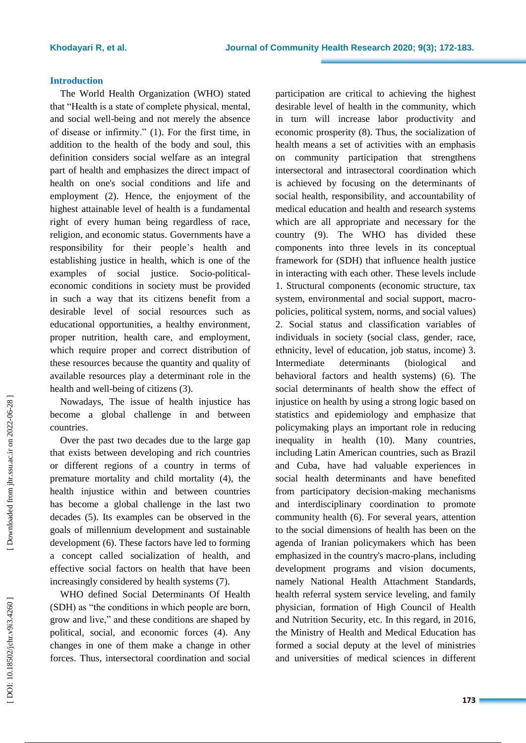## Introduction

The World Health Organization (WHO) stated that "Health is a state of complete physical, mental, and social well-being and not merely the absence of disease or infirmity." (1). For the first time, in addition to the health of the body and soul, this definition considers social welfare as an integral part of health and emphasizes the direct impact of health on one's social conditions and life and employment (2). Hence, the enjoyment of the highest attainable level of health is a fundamental right of every human being regardless of race, religion, and economic status. Governments have a responsibility for their people's health and establishing justice in health, which is one of the examples of social justice. Socio-political-economic conditions in society must be provided in such a way that its citizens benefit from a desirable level of social resources such as educational opportunities, a healthy environment, proper nutrition, health care, and employment, which require proper and correct distribution of these resources because the quantity and quality of available resources play a determinant role in the health and well-being of citizens (3).

Nowadays, The issue of health injustice has become a global challenge in and between countries.

Over the past two decades due to the large gap that exists between developing and rich countries or different regions of a country in terms of premature mortality and child mortality (4), the health injustice within and between countries has become a global challenge in the last two decades (5). Its examples can be observed in the goals of millennium development and sustainable development (6). These factors have led to forming a concept called socialization of health, and effective social factors on health that have been increasingly considered by health systems (7).

WHO defined Social Determinants Of Health (SDH) as "the conditions in which people are born, grow and live," and these conditions are shaped by political, social, and economic forces (4). Any changes in one of them make a change in other forces. Thus, intersectoral coordination and social participation are critical to achieving the highest desirable level of health in the community, which in turn will increase labor productivity and economic prosperity (8). Thus, the socialization of health means a set of activities with an emphasis on community participation that strengthens intersectoral and intrasectoral coordination which is achieved by focusing on the determinants of social health, responsibility, and accountability of medical education and health and research systems which are all appropriate and necessary for the country (9). The WHO has divided these components into three levels in its conceptual framework for (SDH) that influence health justice in interacting with each other. These levels include 1. Structural components (economic structure, tax system, environmental and social support, macro-policies, political system, norms, and social values) 2. Social status and classification variables of individuals in society (social class, gender, race, ethnicity, level of education, job status, income) 3. Intermediate determinants (biological and behavioral factors and health systems) (6). The social determinants of health show the effect of injustice on health by using a strong logic based on statistics and epidemiology and emphasize that policymaking plays an important role in reducing inequality in health (10). Many countries, including Latin American countries, such as Brazil and Cuba, have had valuable experiences in social health determinants and have benefited from participatory decision-making mechanisms and interdisciplinary coordination to promote community health (6). For several years, attention to the social dimensions of health has been on the agenda of Iranian policymakers which has been emphasized in the country's macro-plans, including development programs and vision documents, namely National Health Attachment Standards, health referral system service leveling, and family physician, formation of High Council of Health and Nutrition Security, etc. In this regard, in 2016, the Ministry of Health and Medical Education has formed a social deputy at the level of ministries and universities of medical sciences in different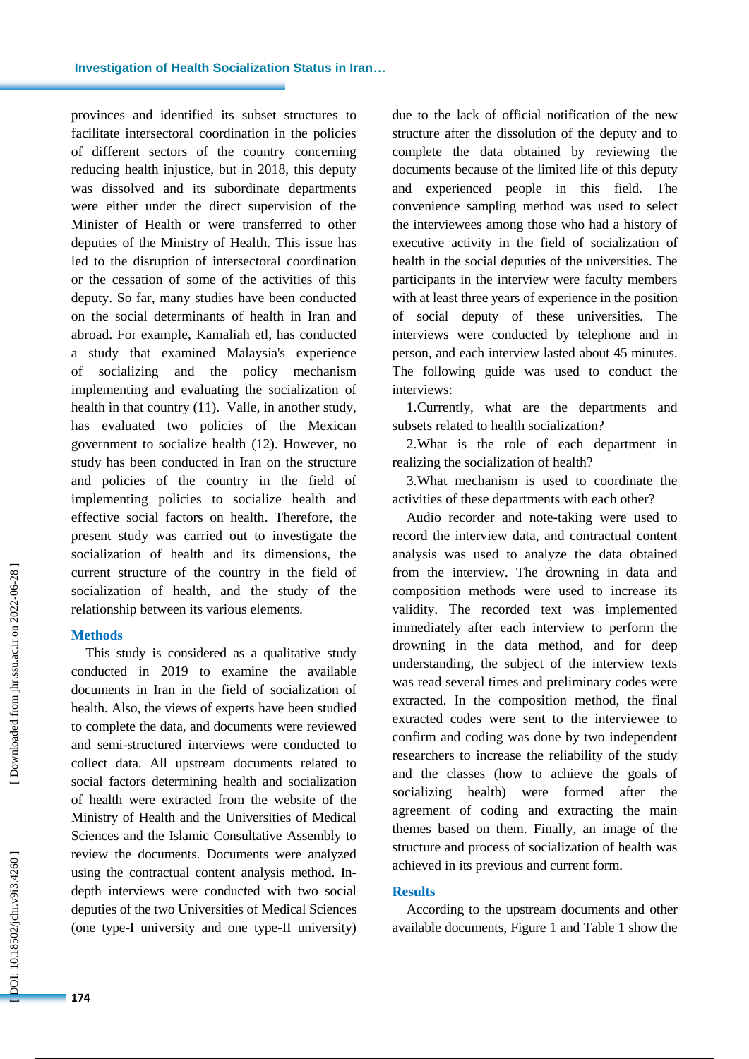provinces and identified its subset structures to facilitate intersectoral coordination in the policies of different sectors of the country concerning reducing health injustice, but in 2018, this deputy was dissolved and its subordinate departments were either under the direct supervision of the Minister of Health or were transferred to other deputies of the Ministry of Health. This issue has led to the disruption of intersectoral coordination or the cessation of some of the activities of this deputy. So far, many studies have been conducted on the social determinants of health in Iran and abroad. For example, Kamaliah etl, has conducted a study that examined Malaysia's experience of socializing and the policy mechanism implementing and evaluating the socialization of health in that country (11). Valle, in another study, has evaluated two policies of the Mexican government to socialize health (12). However, no study has been conducted in Iran on the structure and policies of the country in the field of implementing policies to socialize health and effective social factors on health. Therefore, the present study was carried out to investigate the socialization of health and its dimensions, the current structure of the country in the field of socialization of health, and the study of the relationship between its various elements.

## Methods

This study is considered as a qualitative study conducted in 2019 to examine the available documents in Iran in the field of socialization of health. Also, the views of experts have been studied to complete the data, and documents were reviewed and semi-structured interviews were conducted to collect data. All upstream documents related to social factors determining health and socialization of health were extracted from the website of the Ministry of Health and the Universities of Medical Sciences and the Islamic Consultative Assembly to review the documents. Documents were analyzed using the contractual content analysis method. In-depth interviews were conducted with two social deputies of the two Universities of Medical Sciences (one type-I university and one type-II university) due to the lack of official notification of the new structure after the dissolution of the deputy and to complete the data obtained by reviewing the documents because of the limited life of this deputy and experienced people in this field. The convenience sampling method was used to select the interviewees among those who had a history of executive activity in the field of socialization of health in the social deputies of the universities. The participants in the interview were faculty members with at least three years of experience in the position of social deputy of these universities. The interviews were conducted by telephone and in person, and each interview lasted about 45 minutes. The following guide was used to conduct the interviews:

1.Currently, what are the departments and subsets related to health socialization?

2.What is the role of each department in realizing the socialization of health?

3.What mechanism is used to coordinate the activities of these departments with each other?

Audio recorder and note-taking were used to record the interview data, and contractual content analysis was used to analyze the data obtained from the interview. The drowning in data and composition methods were used to increase its validity. The recorded text was implemented immediately after each interview to perform the drowning in the data method, and for deep understanding, the subject of the interview texts was read several times and preliminary codes were extracted. In the composition method, the final extracted codes were sent to the interviewee to confirm and coding was done by two independent researchers to increase the reliability of the study and the classes (how to achieve the goals of socializing health) were formed after the agreement of coding and extracting the main themes based on them. Finally, an image of the structure and process of socialization of health was achieved in its previous and current form.

## Results

According to the upstream documents and other available documents, Figure 1 and Table 1 show the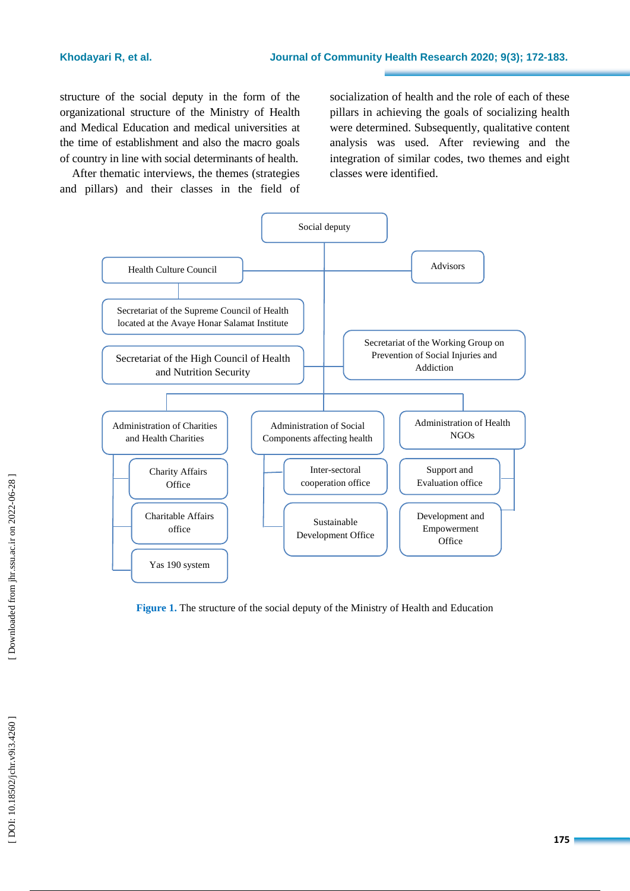structure of the social deputy in the form of the organizational structure of the Ministry of Health and Medical Education and medical universities at the time of establishment and also the macro goals of country in line with social determinants of health.

After thematic interviews, the themes (strategies and pillars) and their classes in the field of socialization of health and the role of each of these pillars in achieving the goals of socializing health were determined. Subsequently, qualitative content analysis was used. After reviewing and the integration of similar codes, two themes and eight classes were identified.

Social deputy

Health Culture Council

Advisors

Secretariat of the Supreme Council of Health located at the Avaye Honar Salamat Institute

Secretariat of the High Council of Health and Nutrition Security

Secretariat of the Working Group on Prevention of Social Injuries and Addiction

Administration of Charities and Health Charities

Administration of Social Components affecting health

Administration of Health NGOs

Charity Affairs Office

Inter-sectoral cooperation office

Support and Evaluation office

Charitable Affairs office

Sustainable Development Office

Development and Empowerment Office

Yas 190 system

**Figure 1.** The structure of the social deputy of the Ministry of Health and Education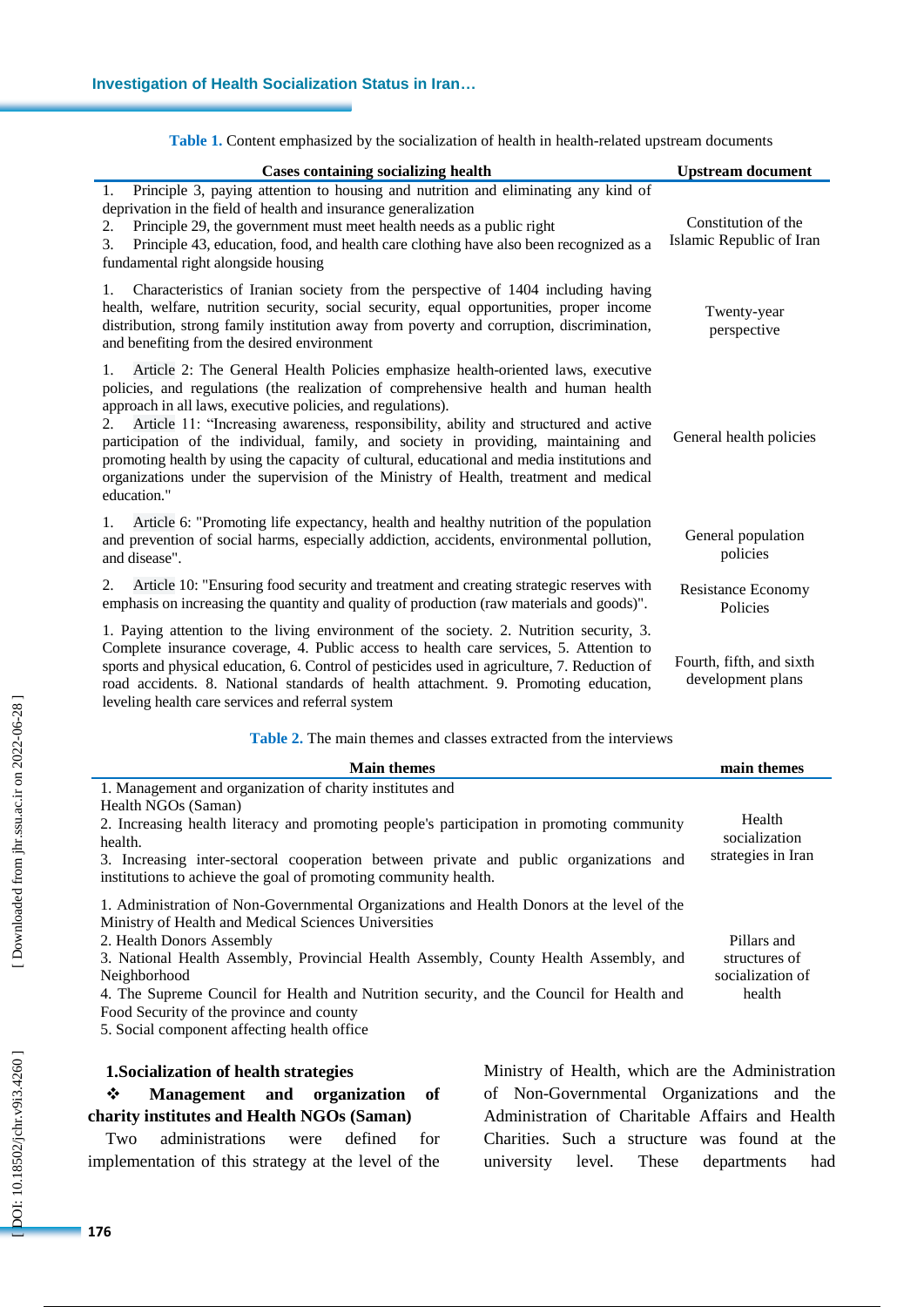**Table 1.** Content emphasized by the socialization of health in health-related upstream documents

| Cases containing socializing health | Upstream document |
|---|---|
| 1. Principle 3, paying attention to housing and nutrition and eliminating any kind of deprivation in the field of health and insurance generalization<br>2. Principle 29, the government must meet health needs as a public right<br>3. Principle 43, education, food, and health care clothing have also been recognized as a fundamental right alongside housing | Constitution of the Islamic Republic of Iran |
| 1. Characteristics of Iranian society from the perspective of 1404 including having health, welfare, nutrition security, social security, equal opportunities, proper income distribution, strong family institution away from poverty and corruption, discrimination, and benefiting from the desired environment | Twenty-year perspective |
| 1. Article 2: The General Health Policies emphasize health-oriented laws, executive policies, and regulations (the realization of comprehensive health and human health approach in all laws, executive policies, and regulations).<br>2. Article 11: "Increasing awareness, responsibility, ability and structured and active participation of the individual, family, and society in providing, maintaining and promoting health by using the capacity of cultural, educational and media institutions and organizations under the supervision of the Ministry of Health, treatment and medical education." | General health policies |
| 1. Article 6: "Promoting life expectancy, health and healthy nutrition of the population and prevention of social harms, especially addiction, accidents, environmental pollution, and disease". | General population policies |
| 2. Article 10: "Ensuring food security and treatment and creating strategic reserves with emphasis on increasing the quantity and quality of production (raw materials and goods)". | Resistance Economy Policies |
| 1. Paying attention to the living environment of the society. 2. Nutrition security, 3. Complete insurance coverage, 4. Public access to health care services, 5. Attention to sports and physical education, 6. Control of pesticides used in agriculture, 7. Reduction of road accidents. 8. National standards of health attachment. 9. Promoting education, leveling health care services and referral system | Fourth, fifth, and sixth development plans |

**Table 2.** The main themes and classes extracted from the interviews

| Main themes | main themes |
|---|---|
| 1. Management and organization of charity institutes and Health NGOs (Saman)<br>2. Increasing health literacy and promoting people's participation in promoting community health.<br>3. Increasing inter-sectoral cooperation between private and public organizations and institutions to achieve the goal of promoting community health. | Health socialization strategies in Iran |
| 1. Administration of Non-Governmental Organizations and Health Donors at the level of the Ministry of Health and Medical Sciences Universities<br>2. Health Donors Assembly<br>3. National Health Assembly, Provincial Health Assembly, County Health Assembly, and Neighborhood<br>4. The Supreme Council for Health and Nutrition security, and the Council for Health and Food Security of the province and county<br>5. Social component affecting health office | Pillars and structures of socialization of health |

### 1.Socialization of health strategies

**❖ Management and organization of charity institutes and Health NGOs (Saman)**

Two administrations were defined for implementation of this strategy at the level of the Ministry of Health, which are the Administration of Non-Governmental Organizations and the Administration of Charitable Affairs and Health Charities. Such a structure was found at the university level. These departments had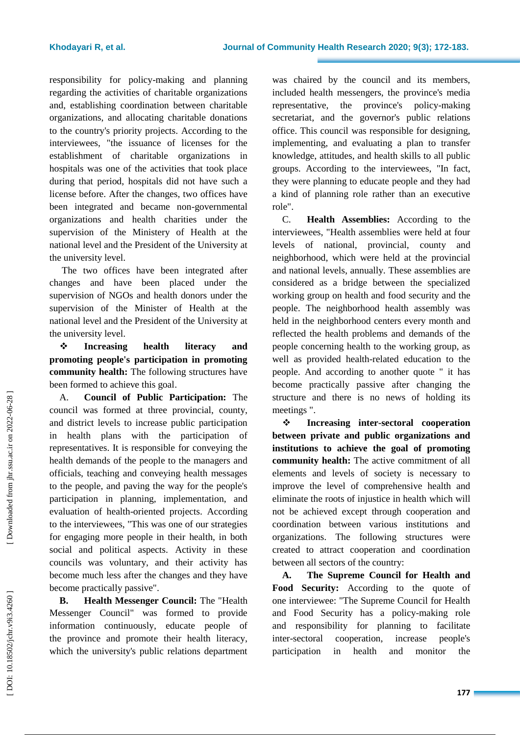responsibility for policy-making and planning regarding the activities of charitable organizations and, establishing coordination between charitable organizations, and allocating charitable donations to the country's priority projects. According to the interviewees, "the issuance of licenses for the establishment of charitable organizations in hospitals was one of the activities that took place during that period, hospitals did not have such a license before. After the changes, two offices have been integrated and became non-governmental organizations and health charities under the supervision of the Ministery of Health at the national level and the President of the University at the university level.

The two offices have been integrated after changes and have been placed under the supervision of NGOs and health donors under the supervision of the Minister of Health at the national level and the President of the University at the university level.

❖ **Increasing health literacy and promoting people's participation in promoting community health:** The following structures have been formed to achieve this goal.

A. **Council of Public Participation:** The council was formed at three provincial, county, and district levels to increase public participation in health plans with the participation of representatives. It is responsible for conveying the health demands of the people to the managers and officials, teaching and conveying health messages to the people, and paving the way for the people's participation in planning, implementation, and evaluation of health-oriented projects. According to the interviewees, "This was one of our strategies for engaging more people in their health, in both social and political aspects. Activity in these councils was voluntary, and their activity has become much less after the changes and they have become practically passive".

**B. Health Messenger Council:** The "Health Messenger Council" was formed to provide information continuously, educate people of the province and promote their health literacy, which the university's public relations department was chaired by the council and its members, included health messengers, the province's media representative, the province's policy-making secretariat, and the governor's public relations office. This council was responsible for designing, implementing, and evaluating a plan to transfer knowledge, attitudes, and health skills to all public groups. According to the interviewees, "In fact, they were planning to educate people and they had a kind of planning role rather than an executive role".

C. **Health Assemblies:** According to the interviewees, "Health assemblies were held at four levels of national, provincial, county and neighborhood, which were held at the provincial and national levels, annually. These assemblies are considered as a bridge between the specialized working group on health and food security and the people. The neighborhood health assembly was held in the neighborhood centers every month and reflected the health problems and demands of the people concerning health to the working group, as well as provided health-related education to the people. And according to another quote " it has become practically passive after changing the structure and there is no news of holding its meetings ".

❖ **Increasing inter-sectoral cooperation between private and public organizations and institutions to achieve the goal of promoting community health:** The active commitment of all elements and levels of society is necessary to improve the level of comprehensive health and eliminate the roots of injustice in health which will not be achieved except through cooperation and coordination between various institutions and organizations. The following structures were created to attract cooperation and coordination between all sectors of the country:

**A. The Supreme Council for Health and Food Security:** According to the quote of one interviewee: "The Supreme Council for Health and Food Security has a policy-making role and responsibility for planning to facilitate inter-sectoral cooperation, increase people's participation in health and monitor the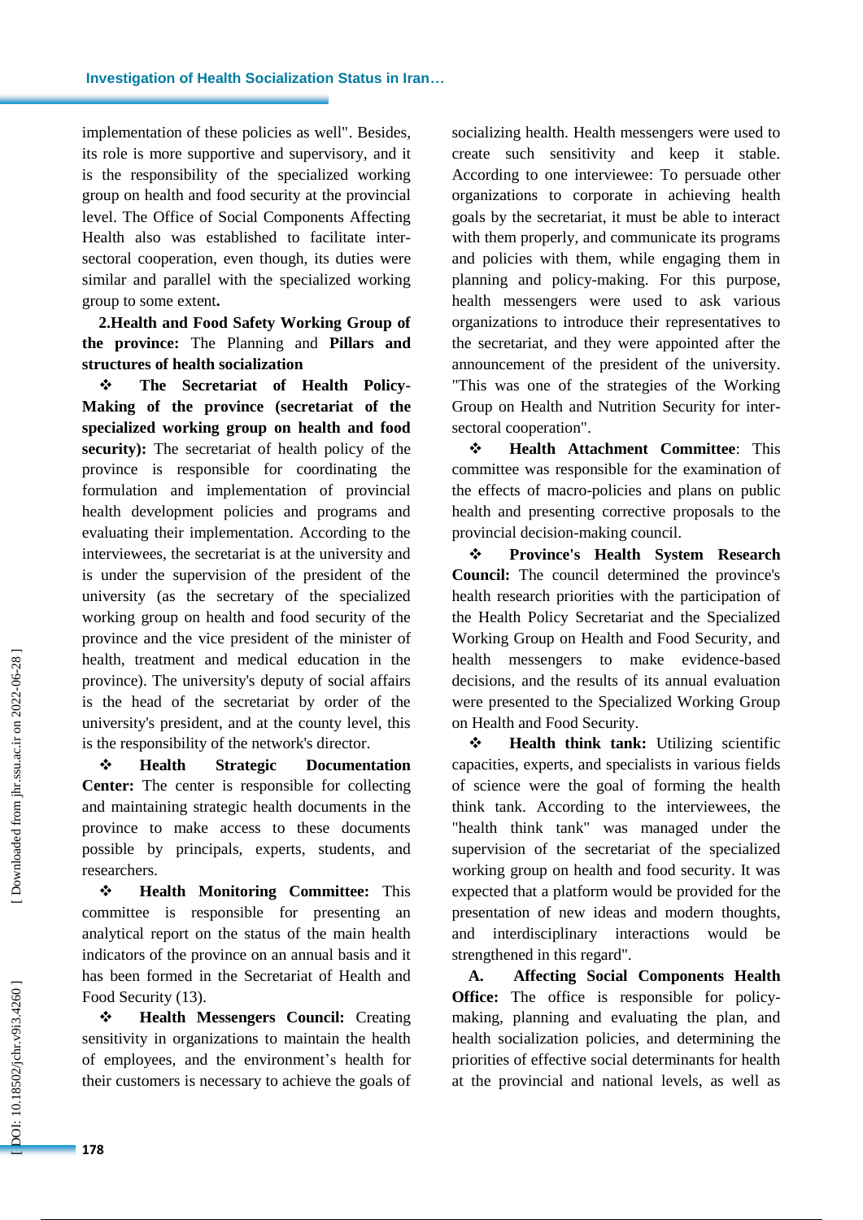implementation of these policies as well". Besides, its role is more supportive and supervisory, and it is the responsibility of the specialized working group on health and food security at the provincial level. The Office of Social Components Affecting Health also was established to facilitate inter-sectoral cooperation, even though, its duties were similar and parallel with the specialized working group to some extent**.**

**2.Health and Food Safety Working Group of the province:** The Planning and **Pillars and structures of health socialization**

- **The Secretariat of Health Policy-Making of the province (secretariat of the specialized working group on health and food security):** The secretariat of health policy of the province is responsible for coordinating the formulation and implementation of provincial health development policies and programs and evaluating their implementation. According to the interviewees, the secretariat is at the university and is under the supervision of the president of the university (as the secretary of the specialized working group on health and food security of the province and the vice president of the minister of health, treatment and medical education in the province). The university's deputy of social affairs is the head of the secretariat by order of the university's president, and at the county level, this is the responsibility of the network's director.
- **Health Strategic Documentation Center:** The center is responsible for collecting and maintaining strategic health documents in the province to make access to these documents possible by principals, experts, students, and researchers.
- **Health Monitoring Committee:** This committee is responsible for presenting an analytical report on the status of the main health indicators of the province on an annual basis and it has been formed in the Secretariat of Health and Food Security (13).
- **Health Messengers Council:** Creating sensitivity in organizations to maintain the health of employees, and the environment's health for their customers is necessary to achieve the goals of socializing health. Health messengers were used to create such sensitivity and keep it stable. According to one interviewee: To persuade other organizations to corporate in achieving health goals by the secretariat, it must be able to interact with them properly, and communicate its programs and policies with them, while engaging them in planning and policy-making. For this purpose, health messengers were used to ask various organizations to introduce their representatives to the secretariat, and they were appointed after the announcement of the president of the university. "This was one of the strategies of the Working Group on Health and Nutrition Security for inter-sectoral cooperation".
- **Health Attachment Committee**: This committee was responsible for the examination of the effects of macro-policies and plans on public health and presenting corrective proposals to the provincial decision-making council.
- **Province's Health System Research Council:** The council determined the province's health research priorities with the participation of the Health Policy Secretariat and the Specialized Working Group on Health and Food Security, and health messengers to make evidence-based decisions, and the results of its annual evaluation were presented to the Specialized Working Group on Health and Food Security.
- **Health think tank:** Utilizing scientific capacities, experts, and specialists in various fields of science were the goal of forming the health think tank. According to the interviewees, the "health think tank" was managed under the supervision of the secretariat of the specialized working group on health and food security. It was expected that a platform would be provided for the presentation of new ideas and modern thoughts, and interdisciplinary interactions would be strengthened in this regard".

**A. Affecting Social Components Health Office:** The office is responsible for policy-making, planning and evaluating the plan, and health socialization policies, and determining the priorities of effective social determinants for health at the provincial and national levels, as well as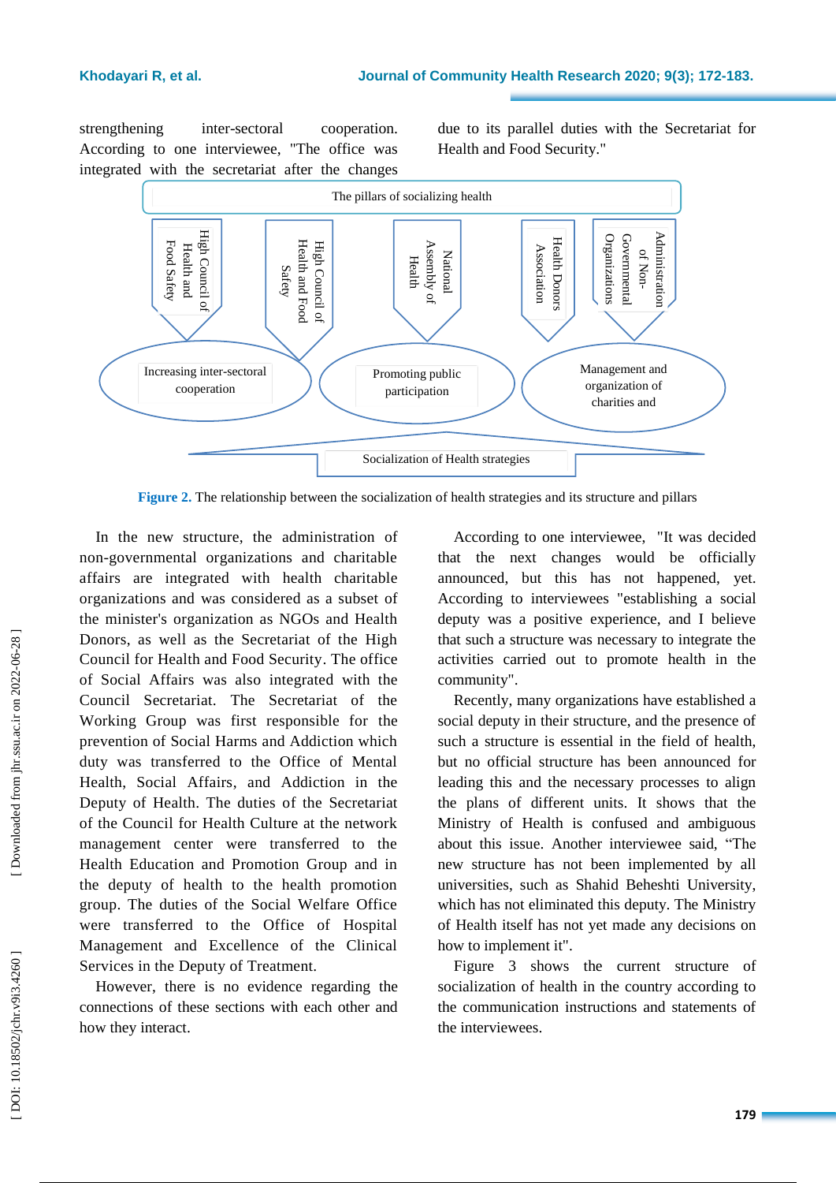strengthening inter-sectoral cooperation. According to one interviewee, "The office was integrated with the secretariat after the changes due to its parallel duties with the Secretariat for Health and Food Security."

The pillars of socializing health

High Council of Health and Food Safety

High Council of Health and Food Safety

National Assembly of Health

Health Donors Association

Administration of Non-Governmental Organizations

Increasing inter-sectoral cooperation

Promoting public participation

Management and organization of charities and

Socialization of Health strategies

**Figure 2.** The relationship between the socialization of health strategies and its structure and pillars

In the new structure, the administration of non-governmental organizations and charitable affairs are integrated with health charitable organizations and was considered as a subset of the minister's organization as NGOs and Health Donors, as well as the Secretariat of the High Council for Health and Food Security. The office of Social Affairs was also integrated with the Council Secretariat. The Secretariat of the Working Group was first responsible for the prevention of Social Harms and Addiction which duty was transferred to the Office of Mental Health, Social Affairs, and Addiction in the Deputy of Health. The duties of the Secretariat of the Council for Health Culture at the network management center were transferred to the Health Education and Promotion Group and in the deputy of health to the health promotion group. The duties of the Social Welfare Office were transferred to the Office of Hospital Management and Excellence of the Clinical Services in the Deputy of Treatment.

However, there is no evidence regarding the connections of these sections with each other and how they interact.

According to one interviewee, "It was decided that the next changes would be officially announced, but this has not happened, yet. According to interviewees "establishing a social deputy was a positive experience, and I believe that such a structure was necessary to integrate the activities carried out to promote health in the community".

Recently, many organizations have established a social deputy in their structure, and the presence of such a structure is essential in the field of health, but no official structure has been announced for leading this and the necessary processes to align the plans of different units. It shows that the Ministry of Health is confused and ambiguous about this issue. Another interviewee said, "The new structure has not been implemented by all universities, such as Shahid Beheshti University, which has not eliminated this deputy. The Ministry of Health itself has not yet made any decisions on how to implement it".

Figure 3 shows the current structure of socialization of health in the country according to the communication instructions and statements of the interviewees.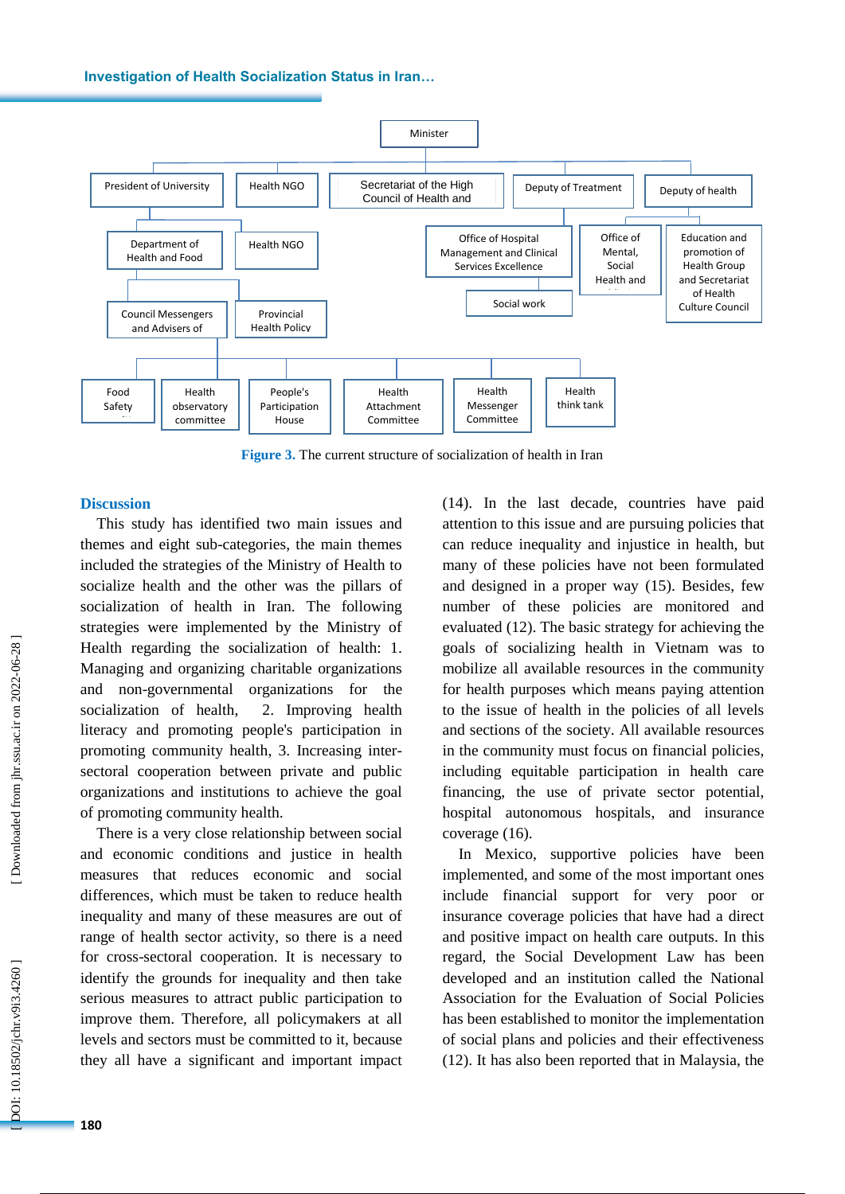Minister

President of University | Health NGO | Secretariat of the High Council of Health and | Deputy of Treatment | Deputy of health

Department of Health and Food | Health NGO | Office of Hospital Management and Clinical Services Excellence | Office of Mental, Social Health and | Education and promotion of Health Group and Secretariat of Health Culture Council

Council Messengers and Advisers of | Provincial Health Policy | Social work

Food Safety | Health observatory committee | People's Participation House | Health Attachment Committee | Health Messenger Committee | Health think tank

**Figure 3.** The current structure of socialization of health in Iran

## Discussion

This study has identified two main issues and themes and eight sub-categories, the main themes included the strategies of the Ministry of Health to socialize health and the other was the pillars of socialization of health in Iran. The following strategies were implemented by the Ministry of Health regarding the socialization of health: 1. Managing and organizing charitable organizations and non-governmental organizations for the socialization of health, 2. Improving health literacy and promoting people's participation in promoting community health, 3. Increasing inter-sectoral cooperation between private and public organizations and institutions to achieve the goal of promoting community health.

There is a very close relationship between social and economic conditions and justice in health measures that reduces economic and social differences, which must be taken to reduce health inequality and many of these measures are out of range of health sector activity, so there is a need for cross-sectoral cooperation. It is necessary to identify the grounds for inequality and then take serious measures to attract public participation to improve them. Therefore, all policymakers at all levels and sectors must be committed to it, because they all have a significant and important impact (14). In the last decade, countries have paid attention to this issue and are pursuing policies that can reduce inequality and injustice in health, but many of these policies have not been formulated and designed in a proper way (15). Besides, few number of these policies are monitored and evaluated (12). The basic strategy for achieving the goals of socializing health in Vietnam was to mobilize all available resources in the community for health purposes which means paying attention to the issue of health in the policies of all levels and sections of the society. All available resources in the community must focus on financial policies, including equitable participation in health care financing, the use of private sector potential, hospital autonomous hospitals, and insurance coverage (16).

In Mexico, supportive policies have been implemented, and some of the most important ones include financial support for very poor or insurance coverage policies that have had a direct and positive impact on health care outputs. In this regard, the Social Development Law has been developed and an institution called the National Association for the Evaluation of Social Policies has been established to monitor the implementation of social plans and policies and their effectiveness (12). It has also been reported that in Malaysia, the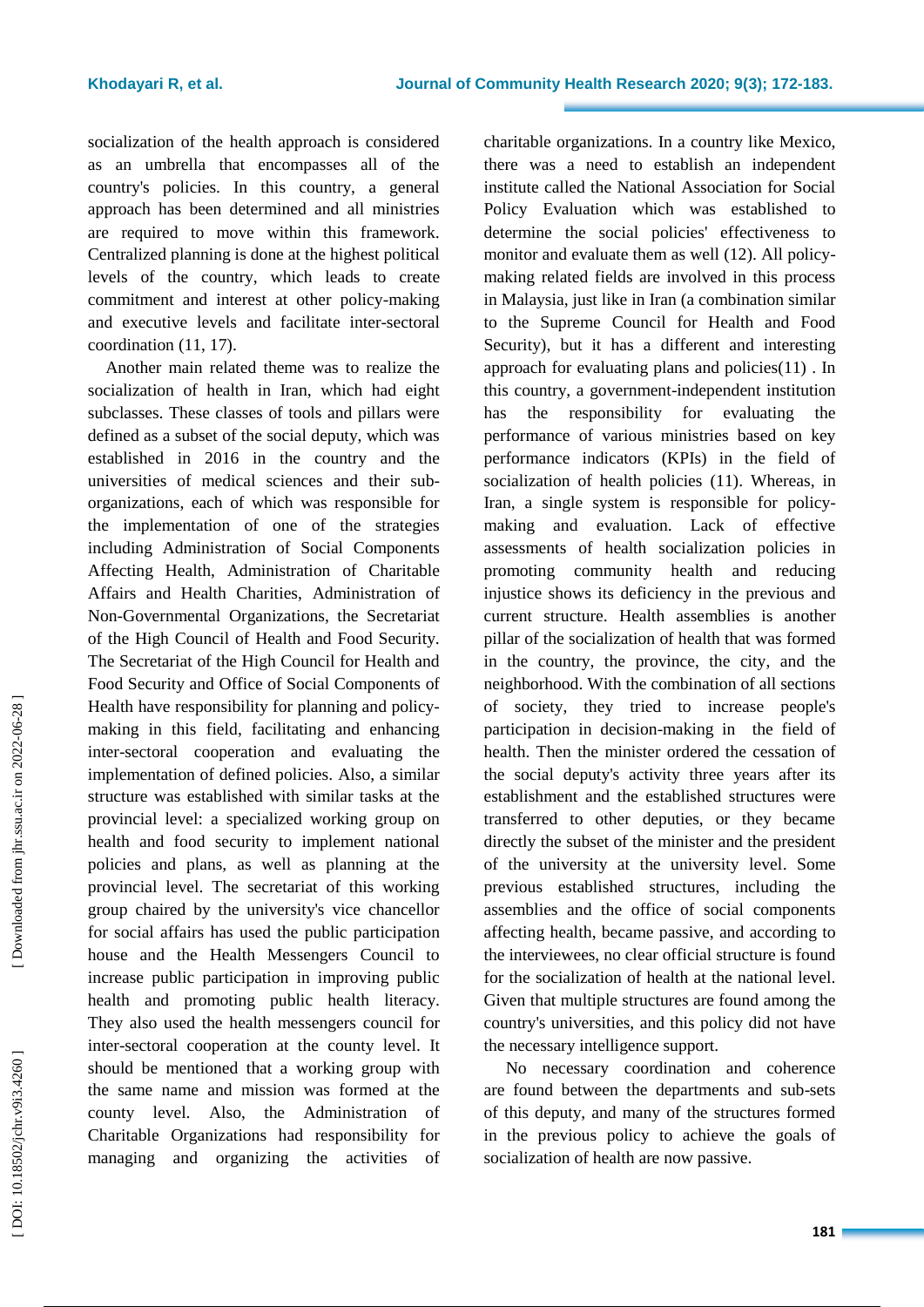socialization of the health approach is considered as an umbrella that encompasses all of the country's policies. In this country, a general approach has been determined and all ministries are required to move within this framework. Centralized planning is done at the highest political levels of the country, which leads to create commitment and interest at other policy-making and executive levels and facilitate inter-sectoral coordination (11, 17).

Another main related theme was to realize the socialization of health in Iran, which had eight subclasses. These classes of tools and pillars were defined as a subset of the social deputy, which was established in 2016 in the country and the universities of medical sciences and their sub-organizations, each of which was responsible for the implementation of one of the strategies including Administration of Social Components Affecting Health, Administration of Charitable Affairs and Health Charities, Administration of Non-Governmental Organizations, the Secretariat of the High Council of Health and Food Security. The Secretariat of the High Council for Health and Food Security and Office of Social Components of Health have responsibility for planning and policy-making in this field, facilitating and enhancing inter-sectoral cooperation and evaluating the implementation of defined policies. Also, a similar structure was established with similar tasks at the provincial level: a specialized working group on health and food security to implement national policies and plans, as well as planning at the provincial level. The secretariat of this working group chaired by the university's vice chancellor for social affairs has used the public participation house and the Health Messengers Council to increase public participation in improving public health and promoting public health literacy. They also used the health messengers council for inter-sectoral cooperation at the county level. It should be mentioned that a working group with the same name and mission was formed at the county level. Also, the Administration of Charitable Organizations had responsibility for managing and organizing the activities of charitable organizations. In a country like Mexico, there was a need to establish an independent institute called the National Association for Social Policy Evaluation which was established to determine the social policies' effectiveness to monitor and evaluate them as well (12). All policy-making related fields are involved in this process in Malaysia, just like in Iran (a combination similar to the Supreme Council for Health and Food Security), but it has a different and interesting approach for evaluating plans and policies(11) . In this country, a government-independent institution has the responsibility for evaluating the performance of various ministries based on key performance indicators (KPIs) in the field of socialization of health policies (11). Whereas, in Iran, a single system is responsible for policy-making and evaluation. Lack of effective assessments of health socialization policies in promoting community health and reducing injustice shows its deficiency in the previous and current structure. Health assemblies is another pillar of the socialization of health that was formed in the country, the province, the city, and the neighborhood. With the combination of all sections of society, they tried to increase people's participation in decision-making in the field of health. Then the minister ordered the cessation of the social deputy's activity three years after its establishment and the established structures were transferred to other deputies, or they became directly the subset of the minister and the president of the university at the university level. Some previous established structures, including the assemblies and the office of social components affecting health, became passive, and according to the interviewees, no clear official structure is found for the socialization of health at the national level. Given that multiple structures are found among the country's universities, and this policy did not have the necessary intelligence support.

No necessary coordination and coherence are found between the departments and sub-sets of this deputy, and many of the structures formed in the previous policy to achieve the goals of socialization of health are now passive.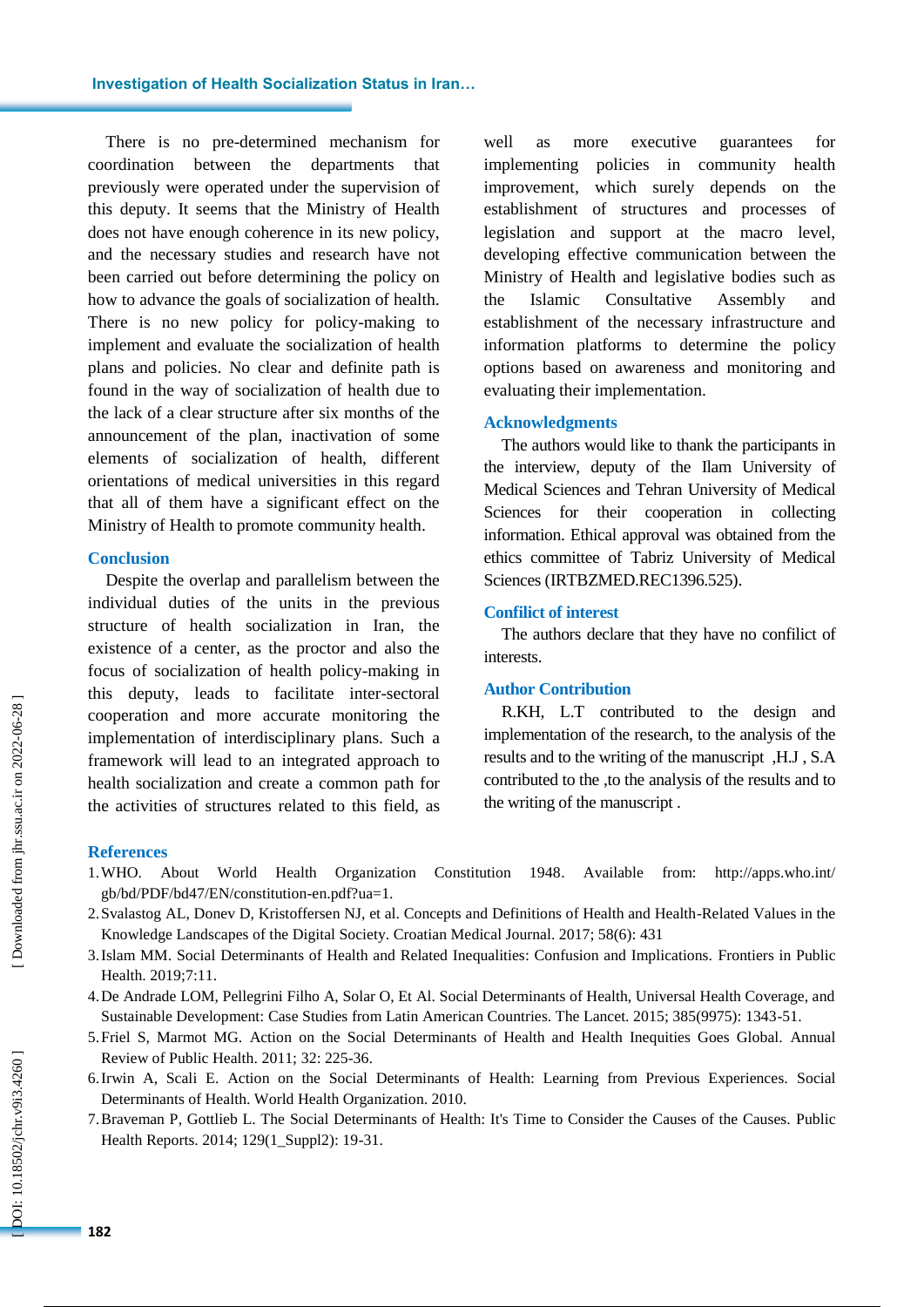There is no pre-determined mechanism for coordination between the departments that previously were operated under the supervision of this deputy. It seems that the Ministry of Health does not have enough coherence in its new policy, and the necessary studies and research have not been carried out before determining the policy on how to advance the goals of socialization of health. There is no new policy for policy-making to implement and evaluate the socialization of health plans and policies. No clear and definite path is found in the way of socialization of health due to the lack of a clear structure after six months of the announcement of the plan, inactivation of some elements of socialization of health, different orientations of medical universities in this regard that all of them have a significant effect on the Ministry of Health to promote community health.

## Conclusion

Despite the overlap and parallelism between the individual duties of the units in the previous structure of health socialization in Iran, the existence of a center, as the proctor and also the focus of socialization of health policy-making in this deputy, leads to facilitate inter-sectoral cooperation and more accurate monitoring the implementation of interdisciplinary plans. Such a framework will lead to an integrated approach to health socialization and create a common path for the activities of structures related to this field, as well as more executive guarantees for implementing policies in community health improvement, which surely depends on the establishment of structures and processes of legislation and support at the macro level, developing effective communication between the Ministry of Health and legislative bodies such as the Islamic Consultative Assembly and establishment of the necessary infrastructure and information platforms to determine the policy options based on awareness and monitoring and evaluating their implementation.

## Acknowledgments

The authors would like to thank the participants in the interview, deputy of the Ilam University of Medical Sciences and Tehran University of Medical Sciences for their cooperation in collecting information. Ethical approval was obtained from the ethics committee of Tabriz University of Medical Sciences (IRTBZMED.REC1396.525).

## Confilict of interest

The authors declare that they have no confilict of interests.

## Author Contribution

R.KH, L.T contributed to the design and implementation of the research, to the analysis of the results and to the writing of the manuscript ,H.J , S.A contributed to the ,to the analysis of the results and to the writing of the manuscript .

## References

1. WHO. About World Health Organization Constitution 1948. Available from: http://apps.who.int/gb/bd/PDF/bd47/EN/constitution-en.pdf?ua=1.
2. Svalastog AL, Donev D, Kristoffersen NJ, et al. Concepts and Definitions of Health and Health-Related Values in the Knowledge Landscapes of the Digital Society. Croatian Medical Journal. 2017; 58(6): 431
3. Islam MM. Social Determinants of Health and Related Inequalities: Confusion and Implications. Frontiers in Public Health. 2019;7:11.
4. De Andrade LOM, Pellegrini Filho A, Solar O, Et Al. Social Determinants of Health, Universal Health Coverage, and Sustainable Development: Case Studies from Latin American Countries. The Lancet. 2015; 385(9975): 1343-51.
5. Friel S, Marmot MG. Action on the Social Determinants of Health and Health Inequities Goes Global. Annual Review of Public Health. 2011; 32: 225-36.
6. Irwin A, Scali E. Action on the Social Determinants of Health: Learning from Previous Experiences. Social Determinants of Health. World Health Organization. 2010.
7. Braveman P, Gottlieb L. The Social Determinants of Health: It's Time to Consider the Causes of the Causes. Public Health Reports. 2014; 129(1_Suppl2): 19-31.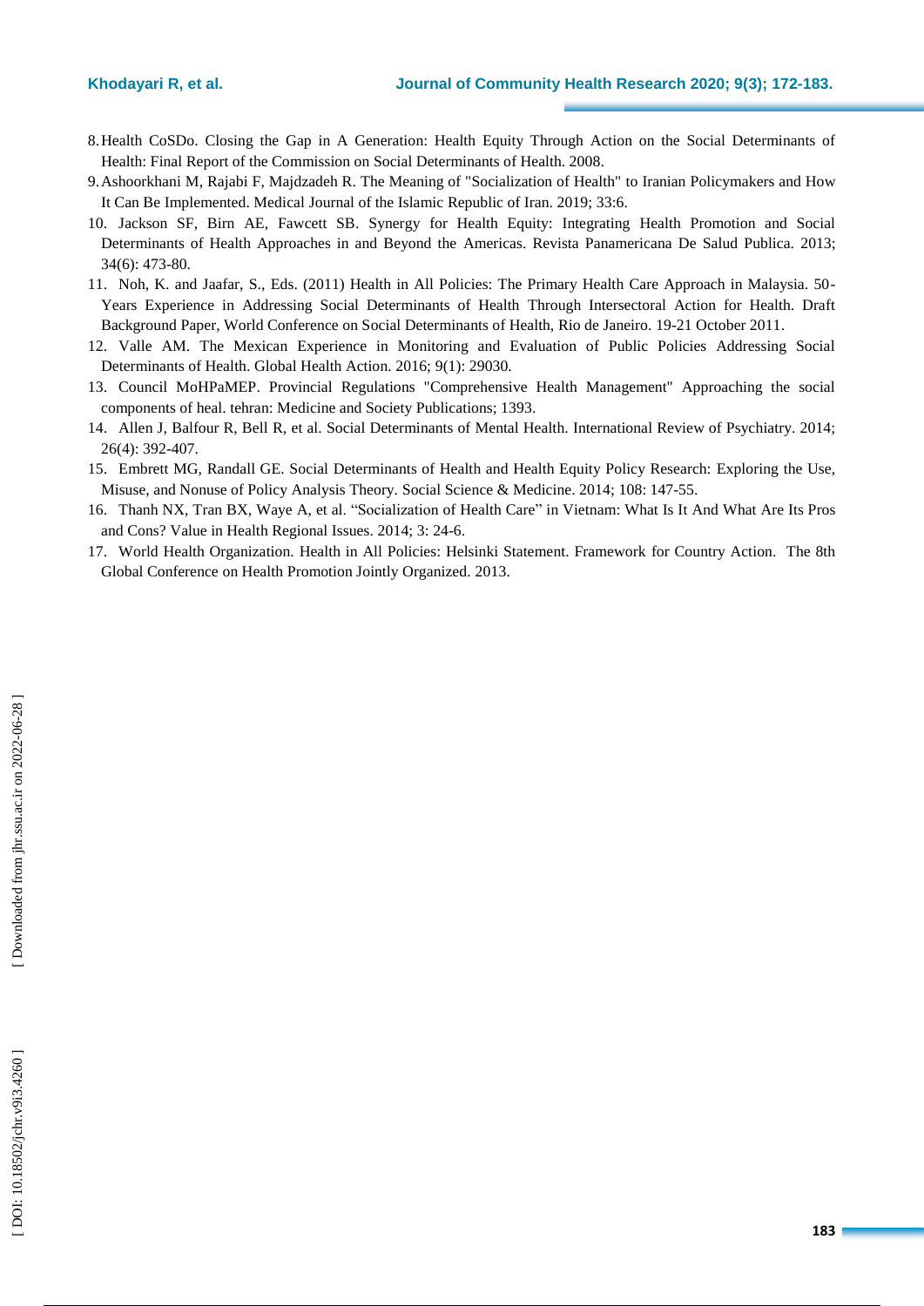8. Health CoSDo. Closing the Gap in A Generation: Health Equity Through Action on the Social Determinants of Health: Final Report of the Commission on Social Determinants of Health. 2008.
9. Ashoorkhani M, Rajabi F, Majdzadeh R. The Meaning of "Socialization of Health" to Iranian Policymakers and How It Can Be Implemented. Medical Journal of the Islamic Republic of Iran. 2019; 33:6.
10. Jackson SF, Birn AE, Fawcett SB. Synergy for Health Equity: Integrating Health Promotion and Social Determinants of Health Approaches in and Beyond the Americas. Revista Panamericana De Salud Publica. 2013; 34(6): 473-80.
11. Noh, K. and Jaafar, S., Eds. (2011) Health in All Policies: The Primary Health Care Approach in Malaysia. 50-Years Experience in Addressing Social Determinants of Health Through Intersectoral Action for Health. Draft Background Paper, World Conference on Social Determinants of Health, Rio de Janeiro. 19-21 October 2011.
12. Valle AM. The Mexican Experience in Monitoring and Evaluation of Public Policies Addressing Social Determinants of Health. Global Health Action. 2016; 9(1): 29030.
13. Council MoHPaMEP. Provincial Regulations "Comprehensive Health Management" Approaching the social components of heal. tehran: Medicine and Society Publications; 1393.
14. Allen J, Balfour R, Bell R, et al. Social Determinants of Mental Health. International Review of Psychiatry. 2014; 26(4): 392-407.
15. Embrett MG, Randall GE. Social Determinants of Health and Health Equity Policy Research: Exploring the Use, Misuse, and Nonuse of Policy Analysis Theory. Social Science & Medicine. 2014; 108: 147-55.
16. Thanh NX, Tran BX, Waye A, et al. "Socialization of Health Care" in Vietnam: What Is It And What Are Its Pros and Cons? Value in Health Regional Issues. 2014; 3: 24-6.
17. World Health Organization. Health in All Policies: Helsinki Statement. Framework for Country Action. The 8th Global Conference on Health Promotion Jointly Organized. 2013.